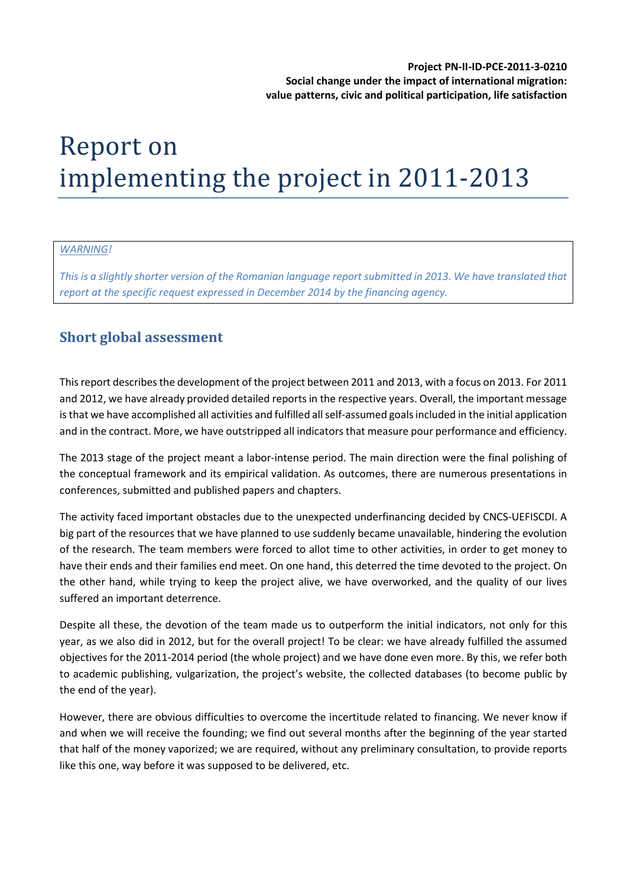**Project PN-II-ID-PCE-2011-3-0210**
**Social change under the impact of international migration:**
**value patterns, civic and political participation, life satisfaction**

# Report on implementing the project in 2011-2013

*WARNING!*

*This is a slightly shorter version of the Romanian language report submitted in 2013. We have translated that report at the specific request expressed in December 2014 by the financing agency.*

## Short global assessment

This report describes the development of the project between 2011 and 2013, with a focus on 2013. For 2011 and 2012, we have already provided detailed reports in the respective years. Overall, the important message is that we have accomplished all activities and fulfilled all self-assumed goals included in the initial application and in the contract. More, we have outstripped all indicators that measure pour performance and efficiency.

The 2013 stage of the project meant a labor-intense period. The main direction were the final polishing of the conceptual framework and its empirical validation. As outcomes, there are numerous presentations in conferences, submitted and published papers and chapters.

The activity faced important obstacles due to the unexpected underfinancing decided by CNCS-UEFISCDI. A big part of the resources that we have planned to use suddenly became unavailable, hindering the evolution of the research. The team members were forced to allot time to other activities, in order to get money to have their ends and their families end meet. On one hand, this deterred the time devoted to the project. On the other hand, while trying to keep the project alive, we have overworked, and the quality of our lives suffered an important deterrence.

Despite all these, the devotion of the team made us to outperform the initial indicators, not only for this year, as we also did in 2012, but for the overall project! To be clear: we have already fulfilled the assumed objectives for the 2011-2014 period (the whole project) and we have done even more. By this, we refer both to academic publishing, vulgarization, the project's website, the collected databases (to become public by the end of the year).

However, there are obvious difficulties to overcome the incertitude related to financing. We never know if and when we will receive the founding; we find out several months after the beginning of the year started that half of the money vaporized; we are required, without any preliminary consultation, to provide reports like this one, way before it was supposed to be delivered, etc.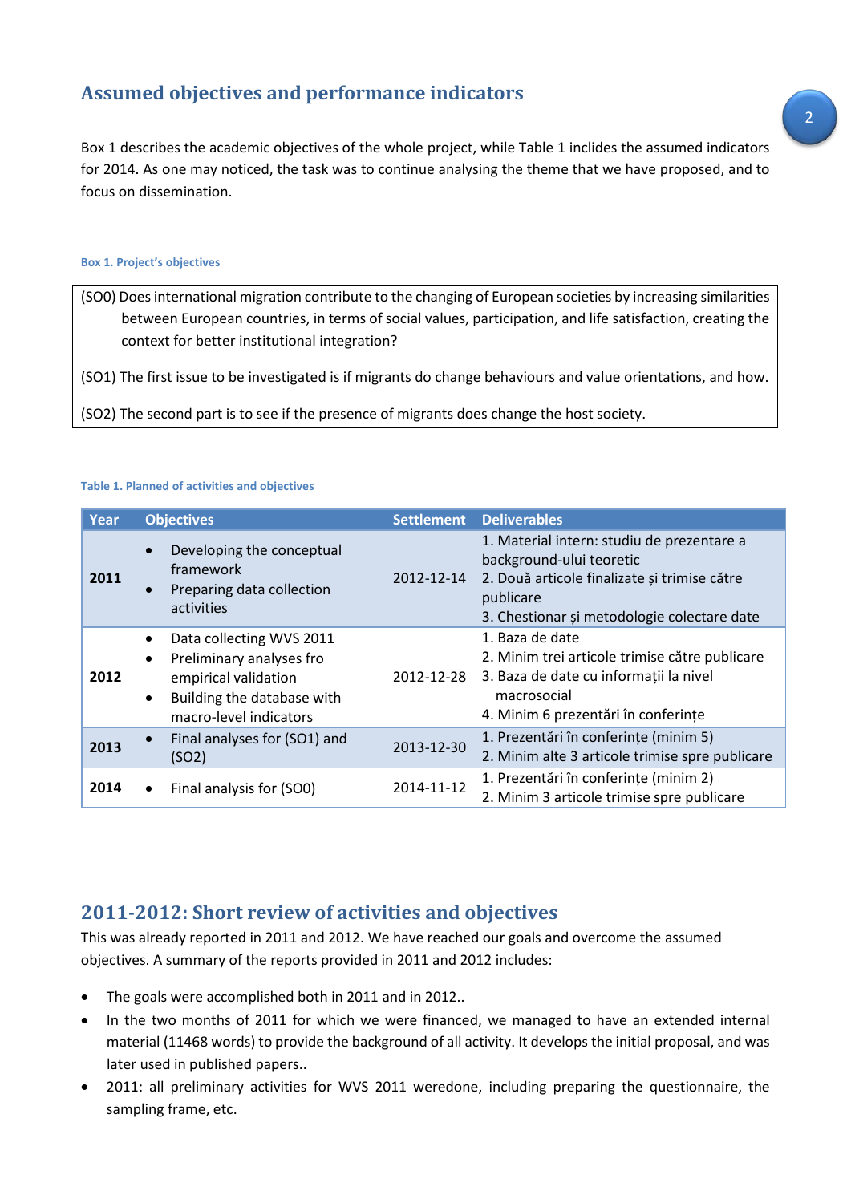## Assumed objectives and performance indicators

Box 1 describes the academic objectives of the whole project, while Table 1 inclides the assumed indicators for 2014. As one may noticed, the task was to continue analysing the theme that we have proposed, and to focus on dissemination.

**Box 1. Project's objectives**

(SO0) Does international migration contribute to the changing of European societies by increasing similarities between European countries, in terms of social values, participation, and life satisfaction, creating the context for better institutional integration?

(SO1) The first issue to be investigated is if migrants do change behaviours and value orientations, and how.

(SO2) The second part is to see if the presence of migrants does change the host society.

**Table 1. Planned of activities and objectives**

| Year | Objectives | Settlement | Deliverables |
|---|---|---|---|
| **2011** | • Developing the conceptual framework<br>• Preparing data collection activities | 2012-12-14 | 1. Material intern: studiu de prezentare a background-ului teoretic<br>2. Două articole finalizate și trimise către publicare<br>3. Chestionar și metodologie colectare date |
| **2012** | • Data collecting WVS 2011<br>• Preliminary analyses fro empirical validation<br>• Building the database with macro-level indicators | 2012-12-28 | 1. Baza de date<br>2. Minim trei articole trimise către publicare<br>3. Baza de date cu informații la nivel macrosocial<br>4. Minim 6 prezentări în conferințe |
| **2013** | • Final analyses for (SO1) and (SO2) | 2013-12-30 | 1. Prezentări în conferințe (minim 5)<br>2. Minim alte 3 articole trimise spre publicare |
| **2014** | • Final analysis for (SO0) | 2014-11-12 | 1. Prezentări în conferințe (minim 2)<br>2. Minim 3 articole trimise spre publicare |

## 2011-2012: Short review of activities and objectives

This was already reported in 2011 and 2012. We have reached our goals and overcome the assumed objectives. A summary of the reports provided in 2011 and 2012 includes:

- The goals were accomplished both in 2011 and in 2012..
- In the two months of 2011 for which we were financed, we managed to have an extended internal material (11468 words) to provide the background of all activity. It develops the initial proposal, and was later used in published papers..
- 2011: all preliminary activities for WVS 2011 weredone, including preparing the questionnaire, the sampling frame, etc.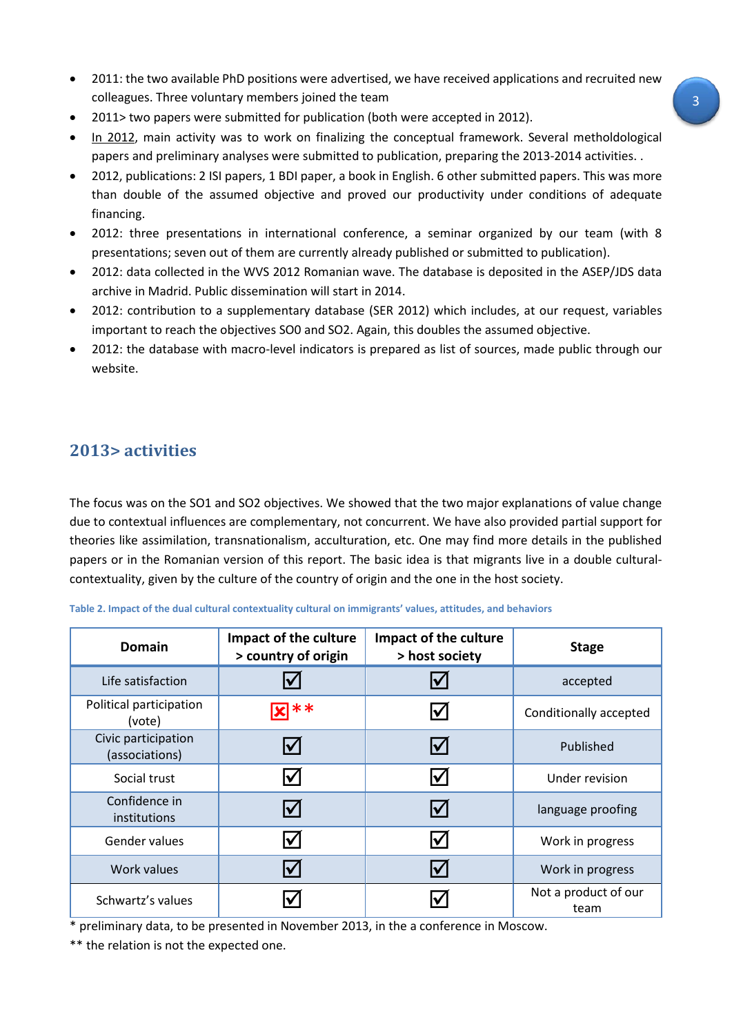- 2011: the two available PhD positions were advertised, we have received applications and recruited new colleagues. Three voluntary members joined the team
- 2011> two papers were submitted for publication (both were accepted in 2012).
- In 2012, main activity was to work on finalizing the conceptual framework. Several metholdological papers and preliminary analyses were submitted to publication, preparing the 2013-2014 activities. .
- 2012, publications: 2 ISI papers, 1 BDI paper, a book in English. 6 other submitted papers. This was more than double of the assumed objective and proved our productivity under conditions of adequate financing.
- 2012: three presentations in international conference, a seminar organized by our team (with 8 presentations; seven out of them are currently already published or submitted to publication).
- 2012: data collected in the WVS 2012 Romanian wave. The database is deposited in the ASEP/JDS data archive in Madrid. Public dissemination will start in 2014.
- 2012: contribution to a supplementary database (SER 2012) which includes, at our request, variables important to reach the objectives SO0 and SO2. Again, this doubles the assumed objective.
- 2012: the database with macro-level indicators is prepared as list of sources, made public through our website.

## 2013> activities

The focus was on the SO1 and SO2 objectives. We showed that the two major explanations of value change due to contextual influences are complementary, not concurrent. We have also provided partial support for theories like assimilation, transnationalism, acculturation, etc. One may find more details in the published papers or in the Romanian version of this report. The basic idea is that migrants live in a double cultural-contextuality, given by the culture of the country of origin and the one in the host society.

**Table 2. Impact of the dual cultural contextuality cultural on immigrants' values, attitudes, and behaviors**

| Domain | Impact of the culture > country of origin | Impact of the culture > host society | Stage |
|---|---|---|---|
| Life satisfaction | ☑ | ☑ | accepted |
| Political participation (vote) | ☒ ** | ☑ | Conditionally accepted |
| Civic participation (associations) | ☑ | ☑ | Published |
| Social trust | ☑ | ☑ | Under revision |
| Confidence in institutions | ☑ | ☑ | language proofing |
| Gender values | ☑ | ☑ | Work in progress |
| Work values | ☑ | ☑ | Work in progress |
| Schwartz's values | ☑ | ☑ | Not a product of our team |

\* preliminary data, to be presented in November 2013, in the a conference in Moscow.

** the relation is not the expected one.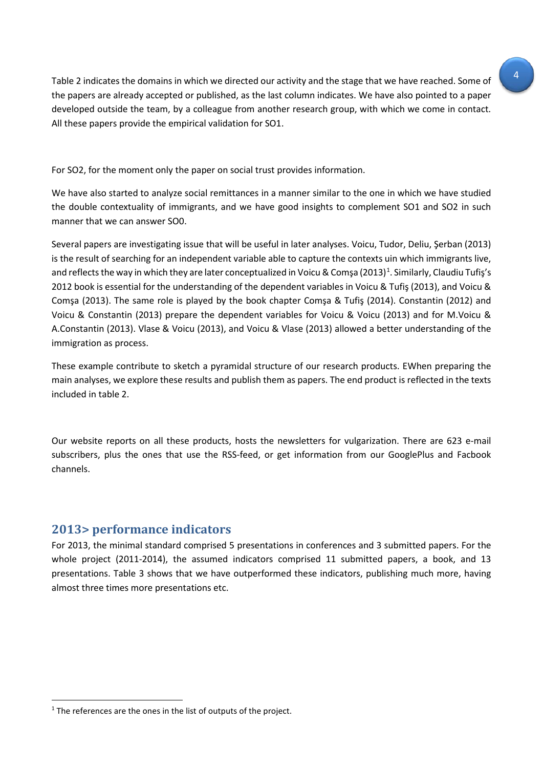Table 2 indicates the domains in which we directed our activity and the stage that we have reached. Some of the papers are already accepted or published, as the last column indicates. We have also pointed to a paper developed outside the team, by a colleague from another research group, with which we come in contact. All these papers provide the empirical validation for SO1.

For SO2, for the moment only the paper on social trust provides information.

We have also started to analyze social remittances in a manner similar to the one in which we have studied the double contextuality of immigrants, and we have good insights to complement SO1 and SO2 in such manner that we can answer SO0.

Several papers are investigating issue that will be useful in later analyses. Voicu, Tudor, Deliu, Şerban (2013) is the result of searching for an independent variable able to capture the contexts uin which immigrants live, and reflects the way in which they are later conceptualized in Voicu & Comşa (2013)[1]. Similarly, Claudiu Tufiş's 2012 book is essential for the understanding of the dependent variables in Voicu & Tufiş (2013), and Voicu & Comşa (2013). The same role is played by the book chapter Comşa & Tufiş (2014). Constantin (2012) and Voicu & Constantin (2013) prepare the dependent variables for Voicu & Voicu (2013) and for M.Voicu & A.Constantin (2013). Vlase & Voicu (2013), and Voicu & Vlase (2013) allowed a better understanding of the immigration as process.

These example contribute to sketch a pyramidal structure of our research products. EWhen preparing the main analyses, we explore these results and publish them as papers. The end product is reflected in the texts included in table 2.

Our website reports on all these products, hosts the newsletters for vulgarization. There are 623 e-mail subscribers, plus the ones that use the RSS-feed, or get information from our GooglePlus and Facbook channels.

## 2013> performance indicators

For 2013, the minimal standard comprised 5 presentations in conferences and 3 submitted papers. For the whole project (2011-2014), the assumed indicators comprised 11 submitted papers, a book, and 13 presentations. Table 3 shows that we have outperformed these indicators, publishing much more, having almost three times more presentations etc.

[1] The references are the ones in the list of outputs of the project.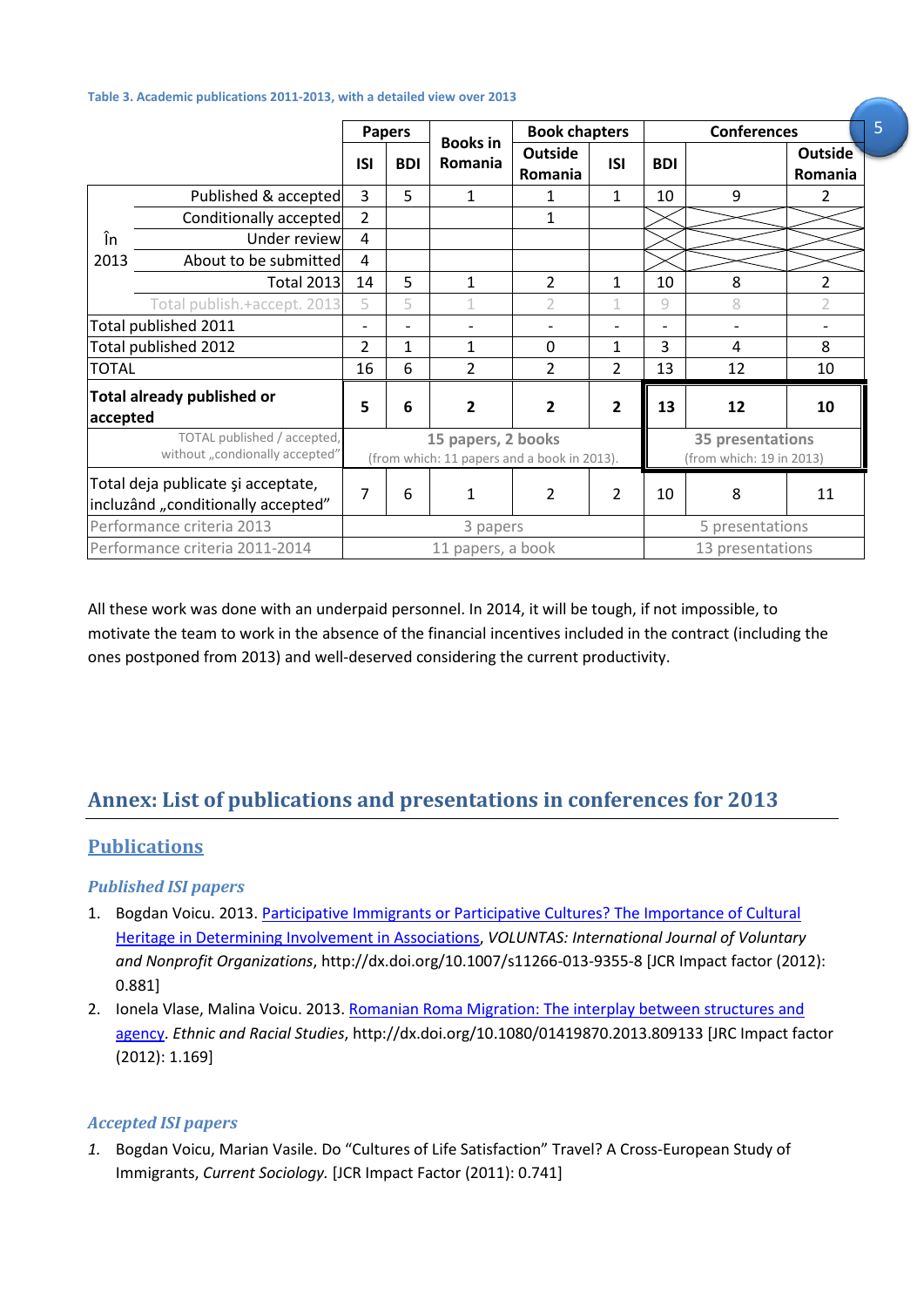**Table 3. Academic publications 2011-2013, with a detailed view over 2013**

| | | Papers | | Books in Romania | Book chapters | | Conferences | | |
|---|---|---|---|---|---|---|---|---|---|
| | | ISI | BDI | | Outside Romania | ISI | BDI | | Outside Romania |
| În 2013 | Published & accepted | 3 | 5 | 1 | 1 | 1 | 10 | 9 | 2 |
| | Conditionally accepted | 2 | | | 1 | | | | |
| | Under review | 4 | | | | | | | |
| | About to be submitted | 4 | | | | | | | |
| | Total 2013 | 14 | 5 | 1 | 2 | 1 | 10 | 8 | 2 |
| | Total publish.+accept. 2013 | 5 | 5 | 1 | 2 | 1 | 9 | 8 | 2 |
| Total published 2011 | | - | - | - | - | - | - | - | - |
| Total published 2012 | | 2 | 1 | 1 | 0 | 1 | 3 | 4 | 8 |
| TOTAL | | 16 | 6 | 2 | 2 | 2 | 13 | 12 | 10 |
| **Total already published or accepted** | | **5** | **6** | **2** | **2** | **2** | **13** | **12** | **10** |
| TOTAL published / accepted, without „condionally accepted" | | **15 papers, 2 books** (from which: 11 papers and a book in 2013). | | | | | **35 presentations** (from which: 19 in 2013) | | |
| Total deja publicate şi acceptate, incluzând „conditionally accepted" | | 7 | 6 | 1 | 2 | 2 | 10 | 8 | 11 |
| Performance criteria 2013 | | 3 papers | | | | | 5 presentations | | |
| Performance criteria 2011-2014 | | 11 papers, a book | | | | | 13 presentations | | |

All these work was done with an underpaid personnel. In 2014, it will be tough, if not impossible, to motivate the team to work in the absence of the financial incentives included in the contract (including the ones postponed from 2013) and well-deserved considering the current productivity.

## Annex: List of publications and presentations in conferences for 2013

### Publications

#### *Published ISI papers*

1. Bogdan Voicu. 2013. Participative Immigrants or Participative Cultures? The Importance of Cultural Heritage in Determining Involvement in Associations, *VOLUNTAS: International Journal of Voluntary and Nonprofit Organizations*, http://dx.doi.org/10.1007/s11266-013-9355-8 [JCR Impact factor (2012): 0.881]
2. Ionela Vlase, Malina Voicu. 2013. Romanian Roma Migration: The interplay between structures and agency. *Ethnic and Racial Studies*, http://dx.doi.org/10.1080/01419870.2013.809133 [JRC Impact factor (2012): 1.169]

#### *Accepted ISI papers*

1. Bogdan Voicu, Marian Vasile. Do "Cultures of Life Satisfaction" Travel? A Cross-European Study of Immigrants, *Current Sociology.* [JCR Impact Factor (2011): 0.741]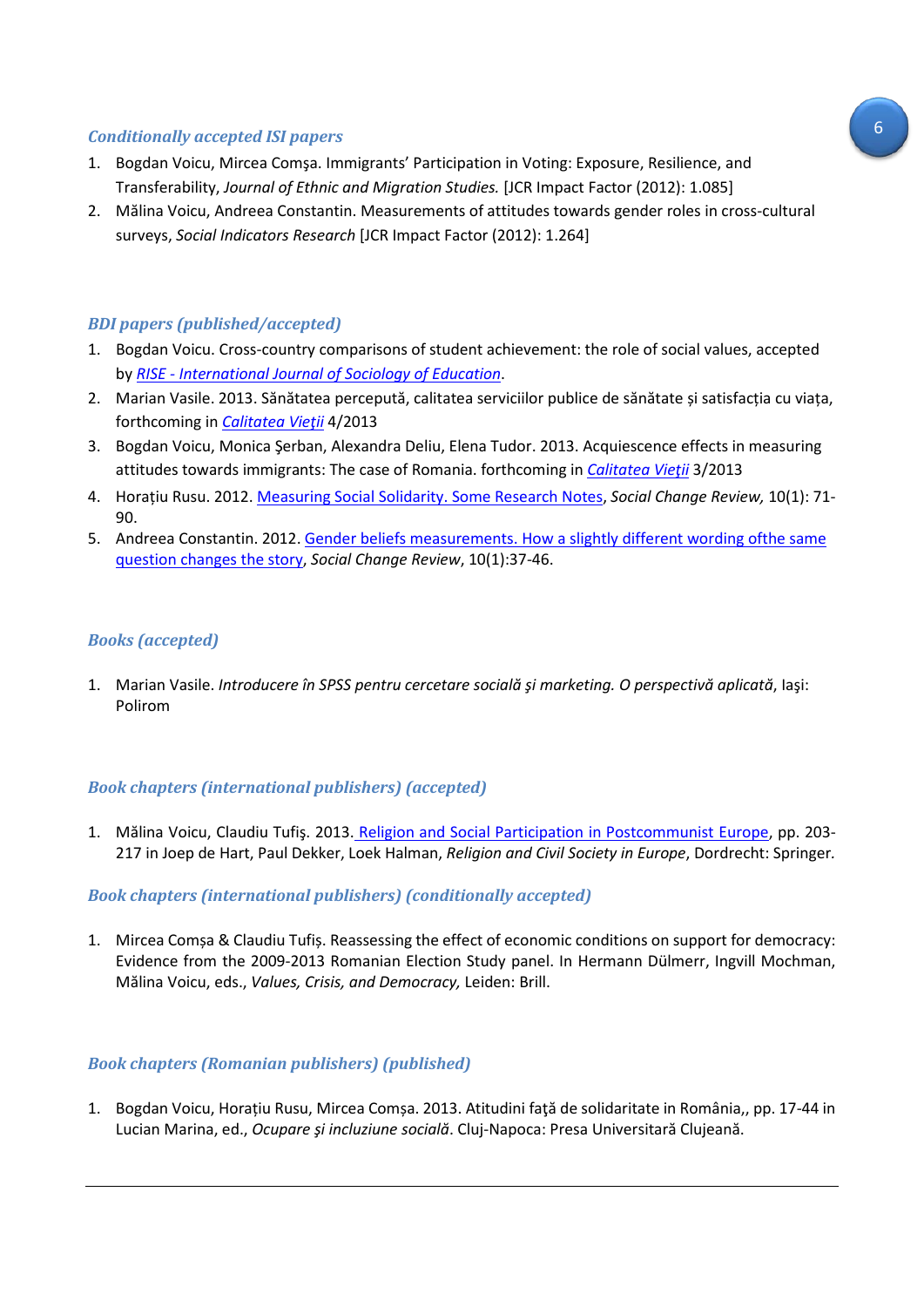### *Conditionally accepted ISI papers*

1. Bogdan Voicu, Mircea Comşa. Immigrants' Participation in Voting: Exposure, Resilience, and Transferability, *Journal of Ethnic and Migration Studies.* [JCR Impact Factor (2012): 1.085]
2. Mălina Voicu, Andreea Constantin. Measurements of attitudes towards gender roles in cross-cultural surveys, *Social Indicators Research* [JCR Impact Factor (2012): 1.264]

### *BDI papers (published/accepted)*

1. Bogdan Voicu. Cross-country comparisons of student achievement: the role of social values, accepted by *RISE - International Journal of Sociology of Education*.
2. Marian Vasile. 2013. Sănătatea percepută, calitatea serviciilor publice de sănătate și satisfacția cu viața, forthcoming in *Calitatea Vieţii* 4/2013
3. Bogdan Voicu, Monica Şerban, Alexandra Deliu, Elena Tudor. 2013. Acquiescence effects in measuring attitudes towards immigrants: The case of Romania. forthcoming in *Calitatea Vieţii* 3/2013
4. Horațiu Rusu. 2012. Measuring Social Solidarity. Some Research Notes, *Social Change Review,* 10(1): 71-90.
5. Andreea Constantin. 2012. Gender beliefs measurements. How a slightly different wording ofthe same question changes the story, *Social Change Review*, 10(1):37-46.

### *Books (accepted)*

1. Marian Vasile. *Introducere în SPSS pentru cercetare socială şi marketing. O perspectivă aplicată*, Iaşi: Polirom

### *Book chapters (international publishers) (accepted)*

1. Mălina Voicu, Claudiu Tufiş. 2013. Religion and Social Participation in Postcommunist Europe, pp. 203-217 in Joep de Hart, Paul Dekker, Loek Halman, *Religion and Civil Society in Europe*, Dordrecht: Springer*.*

### *Book chapters (international publishers) (conditionally accepted)*

1. Mircea Comșa & Claudiu Tufiș. Reassessing the effect of economic conditions on support for democracy: Evidence from the 2009-2013 Romanian Election Study panel. In Hermann Dülmerr, Ingvill Mochman, Mălina Voicu, eds., *Values, Crisis, and Democracy,* Leiden: Brill.

### *Book chapters (Romanian publishers) (published)*

1. Bogdan Voicu, Horațiu Rusu, Mircea Comșa. 2013. Atitudini faţă de solidaritate in România,, pp. 17-44 in Lucian Marina, ed., *Ocupare şi incluziune socială*. Cluj-Napoca: Presa Universitară Clujeană.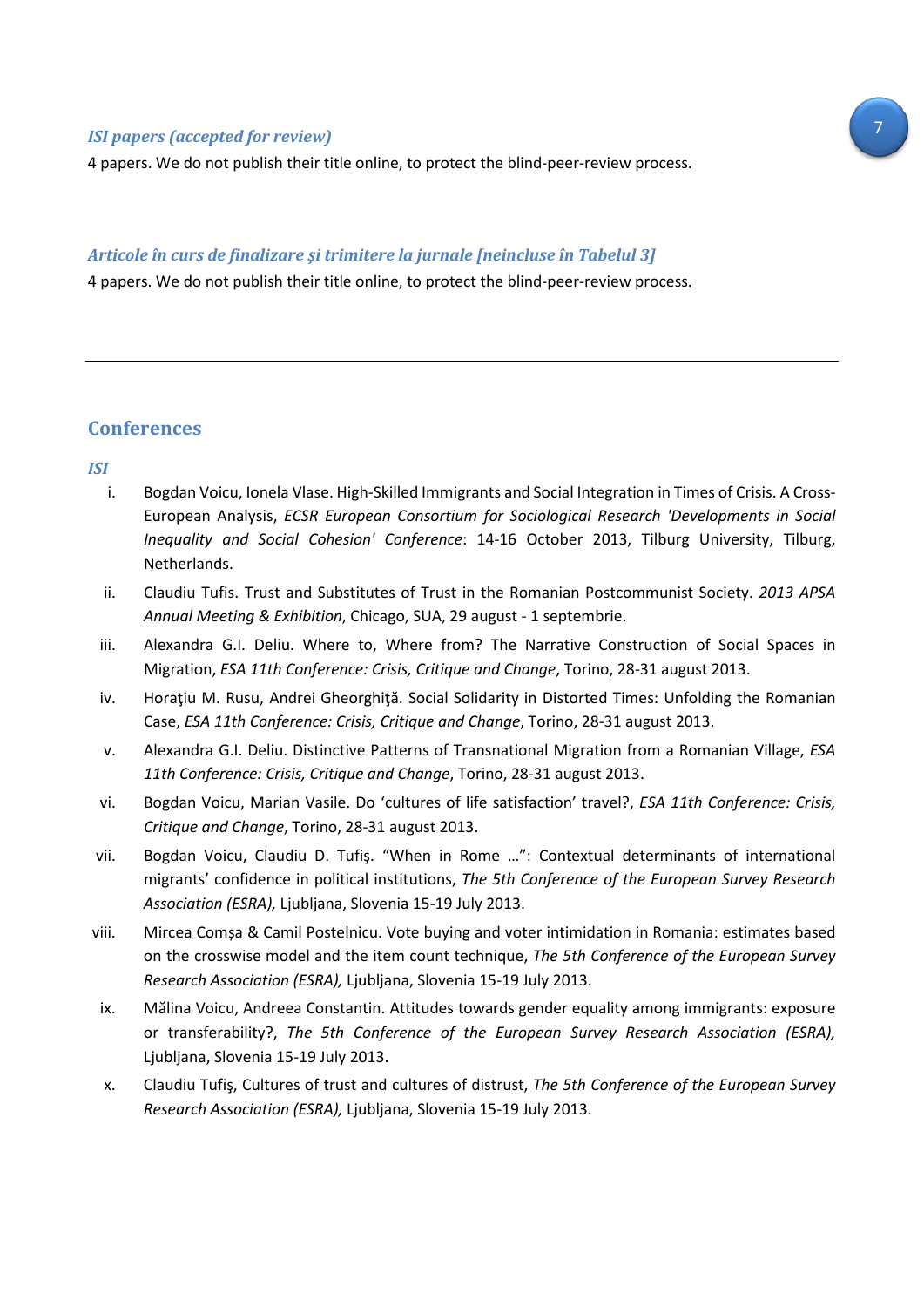### *ISI papers (accepted for review)*

4 papers. We do not publish their title online, to protect the blind-peer-review process.

### *Articole în curs de finalizare şi trimitere la jurnale [neincluse în Tabelul 3]*

4 papers. We do not publish their title online, to protect the blind-peer-review process.

---

## Conferences

### *ISI*

i. Bogdan Voicu, Ionela Vlase. High-Skilled Immigrants and Social Integration in Times of Crisis. A Cross-European Analysis, *ECSR European Consortium for Sociological Research 'Developments in Social Inequality and Social Cohesion' Conference*: 14-16 October 2013, Tilburg University, Tilburg, Netherlands.

ii. Claudiu Tufis. Trust and Substitutes of Trust in the Romanian Postcommunist Society. *2013 APSA Annual Meeting & Exhibition*, Chicago, SUA, 29 august - 1 septembrie.

iii. Alexandra G.I. Deliu. Where to, Where from? The Narrative Construction of Social Spaces in Migration, *ESA 11th Conference: Crisis, Critique and Change*, Torino, 28-31 august 2013.

iv. Horaţiu M. Rusu, Andrei Gheorghiţă. Social Solidarity in Distorted Times: Unfolding the Romanian Case, *ESA 11th Conference: Crisis, Critique and Change*, Torino, 28-31 august 2013.

v. Alexandra G.I. Deliu. Distinctive Patterns of Transnational Migration from a Romanian Village, *ESA 11th Conference: Crisis, Critique and Change*, Torino, 28-31 august 2013.

vi. Bogdan Voicu, Marian Vasile. Do 'cultures of life satisfaction' travel?, *ESA 11th Conference: Crisis, Critique and Change*, Torino, 28-31 august 2013.

vii. Bogdan Voicu, Claudiu D. Tufiş. "When in Rome …": Contextual determinants of international migrants' confidence in political institutions, *The 5th Conference of the European Survey Research Association (ESRA),* Ljubljana, Slovenia 15-19 July 2013.

viii. Mircea Comșa & Camil Postelnicu. Vote buying and voter intimidation in Romania: estimates based on the crosswise model and the item count technique, *The 5th Conference of the European Survey Research Association (ESRA),* Ljubljana, Slovenia 15-19 July 2013.

ix. Mălina Voicu, Andreea Constantin. Attitudes towards gender equality among immigrants: exposure or transferability?, *The 5th Conference of the European Survey Research Association (ESRA),* Ljubljana, Slovenia 15-19 July 2013.

x. Claudiu Tufiş, Cultures of trust and cultures of distrust, *The 5th Conference of the European Survey Research Association (ESRA),* Ljubljana, Slovenia 15-19 July 2013.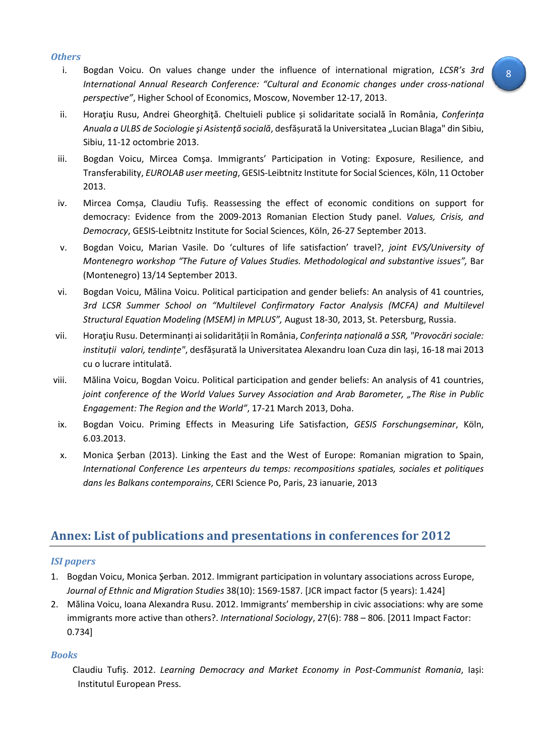### *Others*

i. Bogdan Voicu. On values change under the influence of international migration, *LCSR's 3rd International Annual Research Conference: "Cultural and Economic changes under cross-national perspective"*, Higher School of Economics, Moscow, November 12-17, 2013.

ii. Horaţiu Rusu, Andrei Gheorghiţă. Cheltuieli publice și solidaritate socială în România, *Conferința Anuala a ULBS de Sociologie şi Asistenţă socială*, desfășurată la Universitatea „Lucian Blaga" din Sibiu, Sibiu, 11-12 octombrie 2013.

iii. Bogdan Voicu, Mircea Comşa. Immigrants' Participation in Voting: Exposure, Resilience, and Transferability, *EUROLAB user meeting*, GESIS-Leibtnitz Institute for Social Sciences, Köln, 11 October 2013.

iv. Mircea Comșa, Claudiu Tufiș. Reassessing the effect of economic conditions on support for democracy: Evidence from the 2009-2013 Romanian Election Study panel. *Values, Crisis, and Democracy*, GESIS-Leibtnitz Institute for Social Sciences, Köln, 26-27 September 2013.

v. Bogdan Voicu, Marian Vasile. Do 'cultures of life satisfaction' travel?, *joint EVS/University of Montenegro workshop "The Future of Values Studies. Methodological and substantive issues",* Bar (Montenegro) 13/14 September 2013.

vi. Bogdan Voicu, Mălina Voicu. Political participation and gender beliefs: An analysis of 41 countries, *3rd LCSR Summer School on "Multilevel Confirmatory Factor Analysis (MCFA) and Multilevel Structural Equation Modeling (MSEM) in MPLUS",* August 18-30, 2013, St. Petersburg, Russia.

vii. Horaţiu Rusu. Determinanți ai solidarității în România, *Conferința națională a SSR, "Provocări sociale: instituții valori, tendințe"*, desfășurată la Universitatea Alexandru Ioan Cuza din Iași, 16-18 mai 2013 cu o lucrare intitulată.

viii. Mălina Voicu, Bogdan Voicu. Political participation and gender beliefs: An analysis of 41 countries, *joint conference of the World Values Survey Association and Arab Barometer, „The Rise in Public Engagement: The Region and the World"*, 17-21 March 2013, Doha.

ix. Bogdan Voicu. Priming Effects in Measuring Life Satisfaction, *GESIS Forschungseminar*, Köln, 6.03.2013.

x. Monica Şerban (2013). Linking the East and the West of Europe: Romanian migration to Spain, *International Conference Les arpenteurs du temps: recompositions spatiales, sociales et politiques dans les Balkans contemporains*, CERI Science Po, Paris, 23 ianuarie, 2013

## Annex: List of publications and presentations in conferences for 2012

### *ISI papers*

1. Bogdan Voicu, Monica Şerban. 2012. Immigrant participation in voluntary associations across Europe, *Journal of Ethnic and Migration Studies* 38(10): 1569-1587. [JCR impact factor (5 years): 1.424]
2. Mălina Voicu, Ioana Alexandra Rusu. 2012. Immigrants' membership in civic associations: why are some immigrants more active than others?. *International Sociology*, 27(6): 788 – 806. [2011 Impact Factor: 0.734]

### *Books*

Claudiu Tufiş. 2012. *Learning Democracy and Market Economy in Post-Communist Romania*, Iași: Institutul European Press.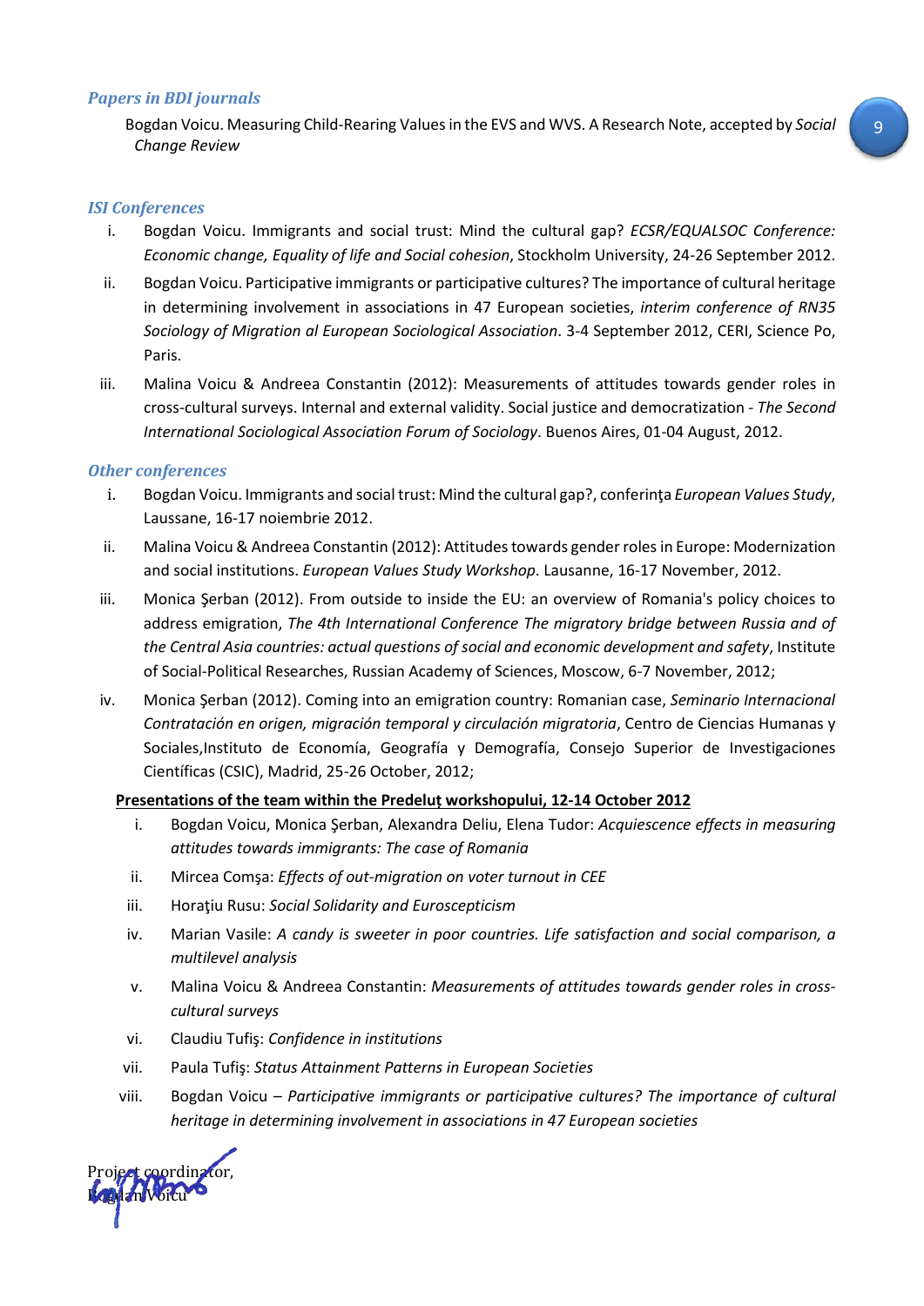### *Papers in BDI journals*

Bogdan Voicu. Measuring Child-Rearing Values in the EVS and WVS. A Research Note, accepted by *Social Change Review*

### *ISI Conferences*

i. Bogdan Voicu. Immigrants and social trust: Mind the cultural gap? *ECSR/EQUALSOC Conference: Economic change, Equality of life and Social cohesion*, Stockholm University, 24-26 September 2012.

ii. Bogdan Voicu. Participative immigrants or participative cultures? The importance of cultural heritage in determining involvement in associations in 47 European societies, *interim conference of RN35 Sociology of Migration al European Sociological Association*. 3-4 September 2012, CERI, Science Po, Paris.

iii. Malina Voicu & Andreea Constantin (2012): Measurements of attitudes towards gender roles in cross-cultural surveys. Internal and external validity. Social justice and democratization - *The Second International Sociological Association Forum of Sociology*. Buenos Aires, 01-04 August, 2012.

### *Other conferences*

i. Bogdan Voicu. Immigrants and social trust: Mind the cultural gap?, conferinţa *European Values Study*, Laussane, 16-17 noiembrie 2012.

ii. Malina Voicu & Andreea Constantin (2012): Attitudes towards gender roles in Europe: Modernization and social institutions. *European Values Study Workshop*. Lausanne, 16-17 November, 2012.

iii. Monica Şerban (2012). From outside to inside the EU: an overview of Romania's policy choices to address emigration, *The 4th International Conference The migratory bridge between Russia and of the Central Asia countries: actual questions of social and economic development and safety*, Institute of Social-Political Researches, Russian Academy of Sciences, Moscow, 6-7 November, 2012;

iv. Monica Şerban (2012). Coming into an emigration country: Romanian case, *Seminario Internacional Contratación en origen, migración temporal y circulación migratoria*, Centro de Ciencias Humanas y Sociales,Instituto de Economía, Geografía y Demografía, Consejo Superior de Investigaciones Científicas (CSIC), Madrid, 25-26 October, 2012;

**<u>Presentations of the team within the Predeluţ workshopului, 12-14 October 2012</u>**

i. Bogdan Voicu, Monica Şerban, Alexandra Deliu, Elena Tudor: *Acquiescence effects in measuring attitudes towards immigrants: The case of Romania*

ii. Mircea Comşa: *Effects of out-migration on voter turnout in CEE*

iii. Horaţiu Rusu: *Social Solidarity and Euroscepticism*

iv. Marian Vasile: *A candy is sweeter in poor countries. Life satisfaction and social comparison, a multilevel analysis*

v. Malina Voicu & Andreea Constantin: *Measurements of attitudes towards gender roles in cross-cultural surveys*

vi. Claudiu Tufiş: *Confidence in institutions*

vii. Paula Tufiş: *Status Attainment Patterns in European Societies*

viii. Bogdan Voicu – *Participative immigrants or participative cultures? The importance of cultural heritage in determining involvement in associations in 47 European societies*

Project coordinator,
Bogdan Voicu